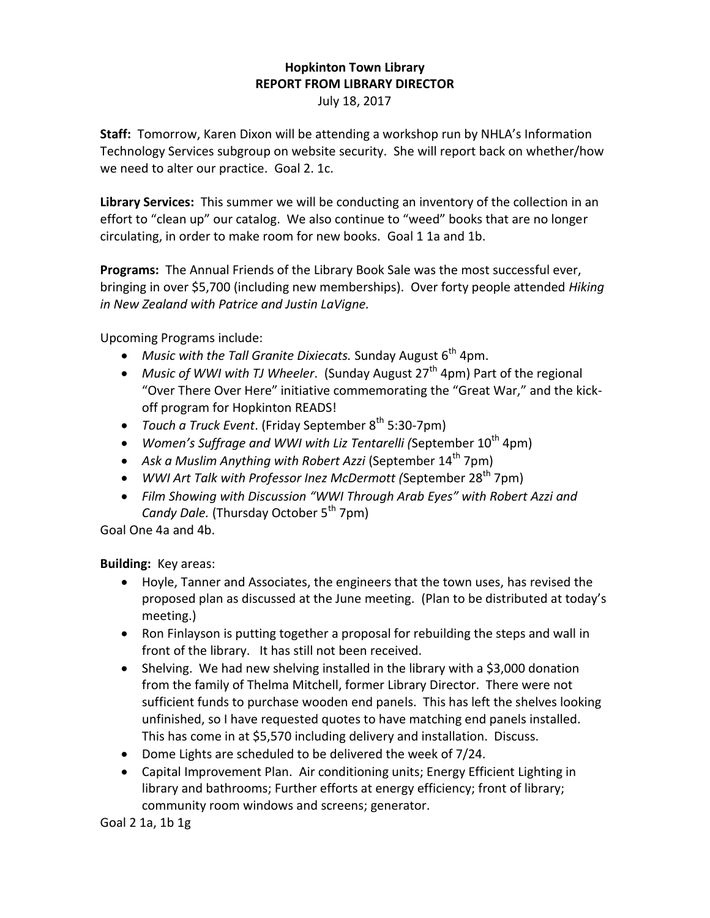**Hopkinton Town Library**
**REPORT FROM LIBRARY DIRECTOR**
July 18, 2017

**Staff:** Tomorrow, Karen Dixon will be attending a workshop run by NHLA's Information Technology Services subgroup on website security. She will report back on whether/how we need to alter our practice. Goal 2. 1c.

**Library Services:** This summer we will be conducting an inventory of the collection in an effort to "clean up" our catalog. We also continue to "weed" books that are no longer circulating, in order to make room for new books. Goal 1 1a and 1b.

**Programs:** The Annual Friends of the Library Book Sale was the most successful ever, bringing in over $5,700 (including new memberships). Over forty people attended *Hiking in New Zealand with Patrice and Justin LaVigne.*

Upcoming Programs include:

- *Music with the Tall Granite Dixiecats.* Sunday August 6th 4pm.
- *Music of WWI with TJ Wheeler*. (Sunday August 27th 4pm) Part of the regional "Over There Over Here" initiative commemorating the "Great War," and the kick-off program for Hopkinton READS!
- *Touch a Truck Event*. (Friday September 8th 5:30-7pm)
- *Women's Suffrage and WWI with Liz Tentarelli (*September 10th 4pm)
- *Ask a Muslim Anything with Robert Azzi* (September 14th 7pm)
- *WWI Art Talk with Professor Inez McDermott (*September 28th 7pm)
- *Film Showing with Discussion "WWI Through Arab Eyes" with Robert Azzi and Candy Dale.* (Thursday October 5th 7pm)

Goal One 4a and 4b.

**Building:** Key areas:

- Hoyle, Tanner and Associates, the engineers that the town uses, has revised the proposed plan as discussed at the June meeting. (Plan to be distributed at today's meeting.)
- Ron Finlayson is putting together a proposal for rebuilding the steps and wall in front of the library. It has still not been received.
- Shelving. We had new shelving installed in the library with a $3,000 donation from the family of Thelma Mitchell, former Library Director. There were not sufficient funds to purchase wooden end panels. This has left the shelves looking unfinished, so I have requested quotes to have matching end panels installed. This has come in at $5,570 including delivery and installation. Discuss.
- Dome Lights are scheduled to be delivered the week of 7/24.
- Capital Improvement Plan. Air conditioning units; Energy Efficient Lighting in library and bathrooms; Further efforts at energy efficiency; front of library; community room windows and screens; generator.

Goal 2 1a, 1b 1g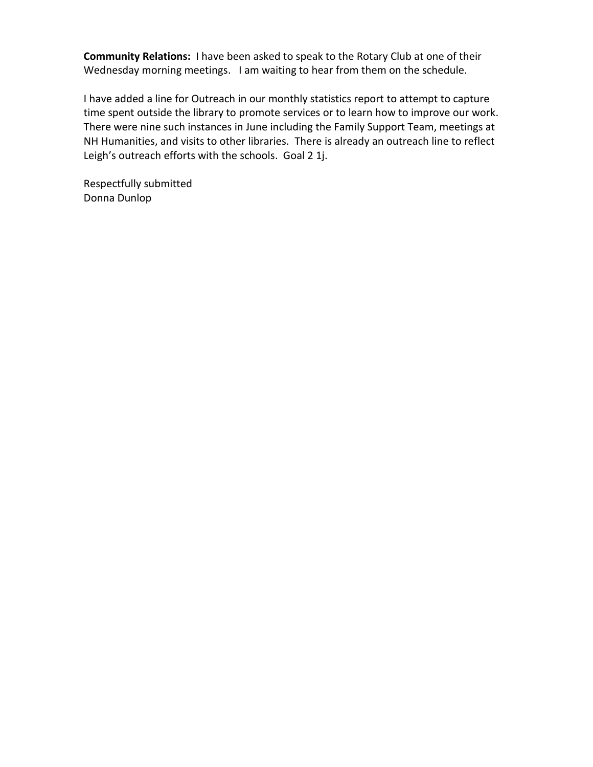**Community Relations:** I have been asked to speak to the Rotary Club at one of their Wednesday morning meetings. I am waiting to hear from them on the schedule.

I have added a line for Outreach in our monthly statistics report to attempt to capture time spent outside the library to promote services or to learn how to improve our work. There were nine such instances in June including the Family Support Team, meetings at NH Humanities, and visits to other libraries. There is already an outreach line to reflect Leigh's outreach efforts with the schools. Goal 2 1j.

Respectfully submitted
Donna Dunlop